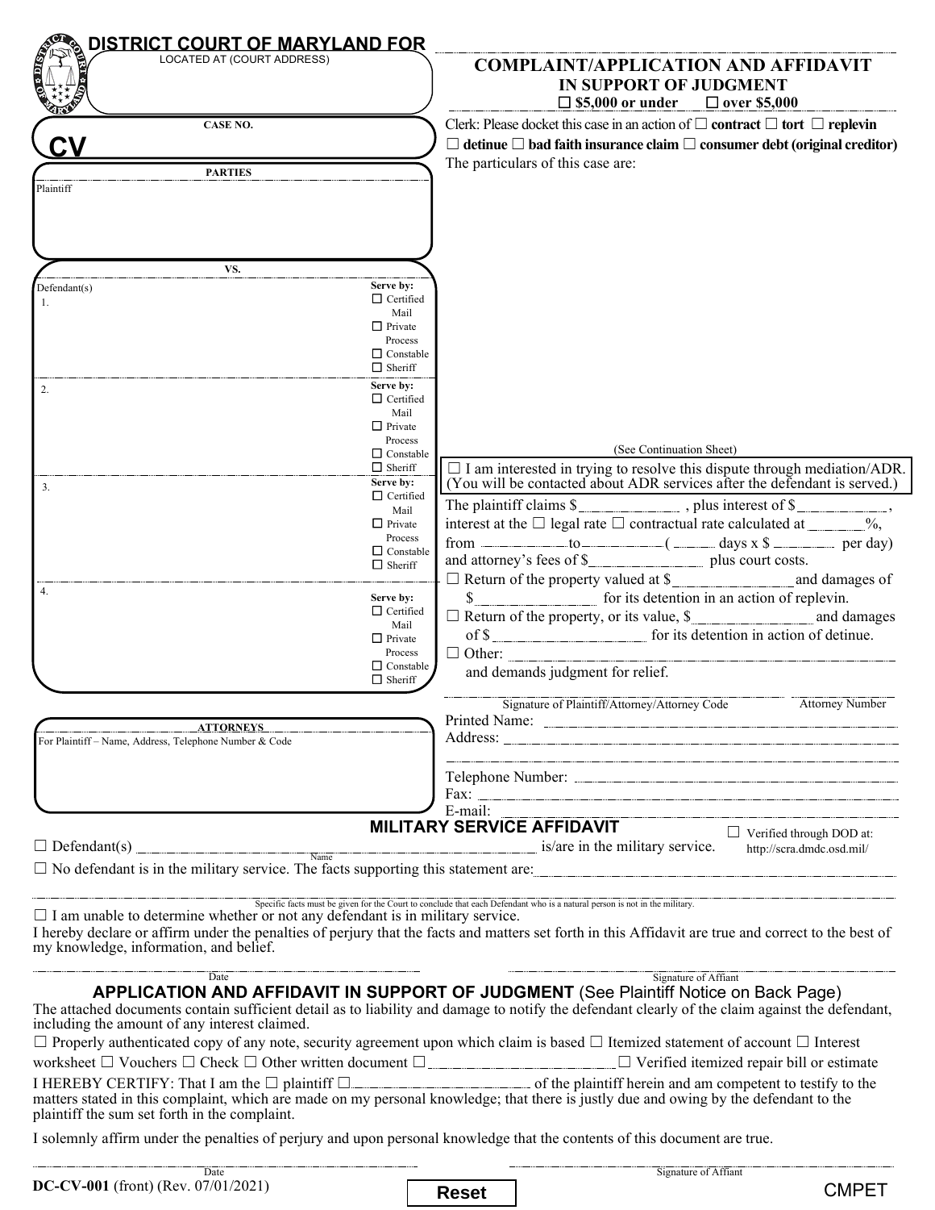# DISTRICT COURT OF MARYLAND FOR

LOCATED AT (COURT ADDRESS)

## COMPLAINT/APPLICATION AND AFFIDAVIT IN SUPPORT OF JUDGMENT

☐ $5,000 or under ☐ over $5,000

CASE NO.

**CV**

Clerk: Please docket this case in an action of ☐ **contract** ☐ **tort** ☐ **replevin** ☐ **detinue** ☐ **bad faith insurance claim** ☐ **consumer debt (original creditor)**

The particulars of this case are:

(See Continuation Sheet)

**PARTIES**

Plaintiff

VS.

Defendant(s)

1. Serve by: ☐ Certified Mail ☐ Private Process ☐ Constable ☐ Sheriff
2. Serve by: ☐ Certified Mail ☐ Private Process ☐ Constable ☐ Sheriff
3. Serve by: ☐ Certified Mail ☐ Private Process ☐ Constable ☐ Sheriff
4. Serve by: ☐ Certified Mail ☐ Private Process ☐ Constable ☐ Sheriff

☐ I am interested in trying to resolve this dispute through mediation/ADR. (You will be contacted about ADR services after the defendant is served.)

The plaintiff claims $__________, plus interest of $__________, interest at the ☐ legal rate ☐ contractual rate calculated at ______%, from ________ to ________ ( ______ days x $ ______ per day) and attorney's fees of $__________ plus court costs.

☐ Return of the property valued at $__________ and damages of $__________ for its detention in an action of replevin.

☐ Return of the property, or its value, $__________ and damages of $__________ for its detention in action of detinue.

☐ Other: __________

and demands judgment for relief.

Signature of Plaintiff/Attorney/Attorney Code — Attorney Number

**ATTORNEYS**

For Plaintiff – Name, Address, Telephone Number & Code

Printed Name: __________

Address: __________

Telephone Number: __________

Fax: __________

E-mail: __________

## MILITARY SERVICE AFFIDAVIT

☐ Defendant(s) __________ (Name) is/are in the military service. ☐ Verified through DOD at: http://scra.dmdc.osd.mil/

☐ No defendant is in the military service. The facts supporting this statement are: __________

Specific facts must be given for the Court to conclude that each Defendant who is a natural person is not in the military.

☐ I am unable to determine whether or not any defendant is in military service.

I hereby declare or affirm under the penalties of perjury that the facts and matters set forth in this Affidavit are true and correct to the best of my knowledge, information, and belief.

Date — Signature of Affiant

## APPLICATION AND AFFIDAVIT IN SUPPORT OF JUDGMENT (See Plaintiff Notice on Back Page)

The attached documents contain sufficient detail as to liability and damage to notify the defendant clearly of the claim against the defendant, including the amount of any interest claimed.

☐ Properly authenticated copy of any note, security agreement upon which claim is based ☐ Itemized statement of account ☐ Interest worksheet ☐ Vouchers ☐ Check ☐ Other written document ☐__________ ☐ Verified itemized repair bill or estimate

I HEREBY CERTIFY: That I am the ☐ plaintiff ☐__________ of the plaintiff herein and am competent to testify to the matters stated in this complaint, which are made on my personal knowledge; that there is justly due and owing by the defendant to the plaintiff the sum set forth in the complaint.

I solemnly affirm under the penalties of perjury and upon personal knowledge that the contents of this document are true.

Date — Signature of Affiant

DC-CV-001 (front) (Rev. 07/01/2021)

Reset

CMPET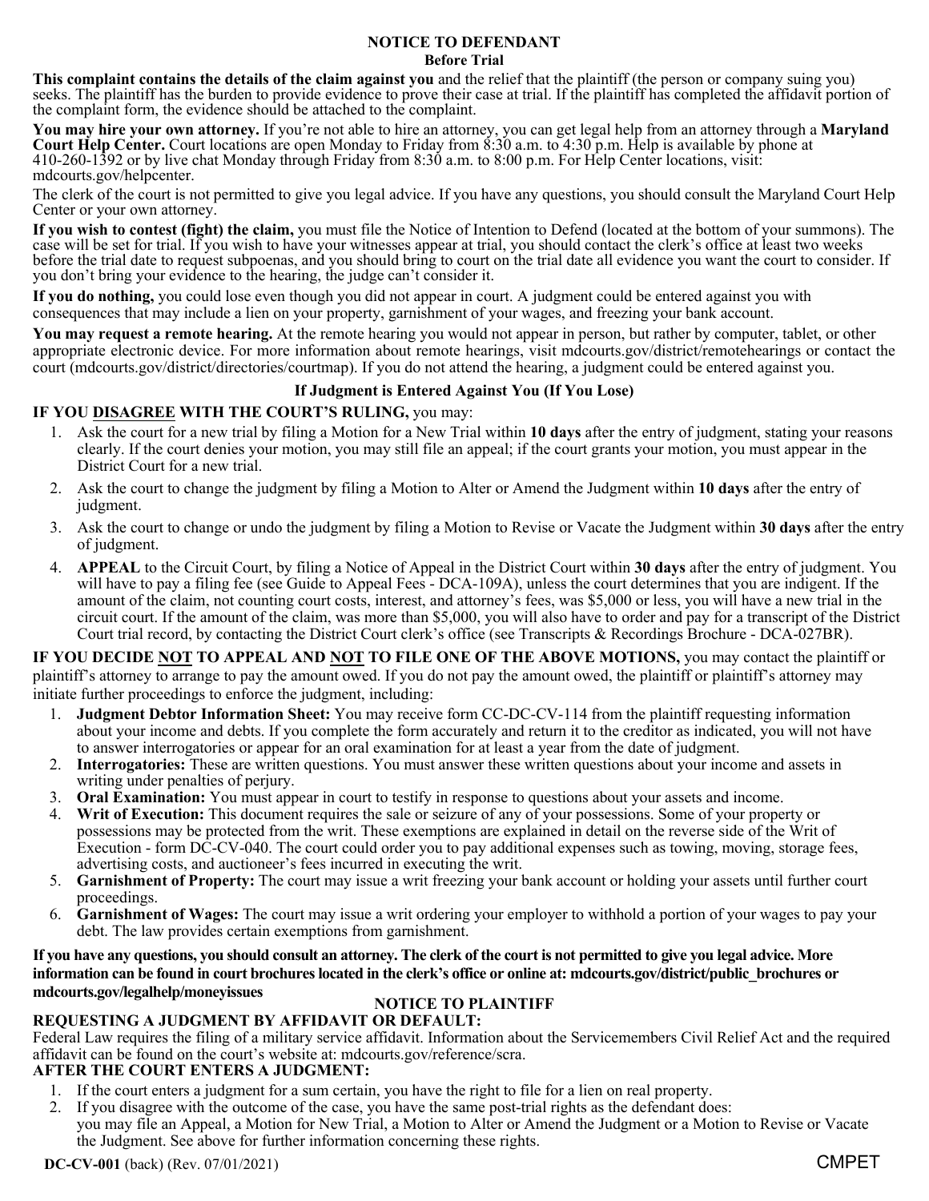## NOTICE TO DEFENDANT

### Before Trial

**This complaint contains the details of the claim against you** and the relief that the plaintiff (the person or company suing you) seeks. The plaintiff has the burden to provide evidence to prove their case at trial. If the plaintiff has completed the affidavit portion of the complaint form, the evidence should be attached to the complaint.

**You may hire your own attorney.** If you're not able to hire an attorney, you can get legal help from an attorney through a **Maryland Court Help Center.** Court locations are open Monday to Friday from 8:30 a.m. to 4:30 p.m. Help is available by phone at 410-260-1392 or by live chat Monday through Friday from 8:30 a.m. to 8:00 p.m. For Help Center locations, visit: mdcourts.gov/helpcenter.

The clerk of the court is not permitted to give you legal advice. If you have any questions, you should consult the Maryland Court Help Center or your own attorney.

**If you wish to contest (fight) the claim,** you must file the Notice of Intention to Defend (located at the bottom of your summons). The case will be set for trial. If you wish to have your witnesses appear at trial, you should contact the clerk's office at least two weeks before the trial date to request subpoenas, and you should bring to court on the trial date all evidence you want the court to consider. If you don't bring your evidence to the hearing, the judge can't consider it.

**If you do nothing,** you could lose even though you did not appear in court. A judgment could be entered against you with consequences that may include a lien on your property, garnishment of your wages, and freezing your bank account.

**You may request a remote hearing.** At the remote hearing you would not appear in person, but rather by computer, tablet, or other appropriate electronic device. For more information about remote hearings, visit mdcourts.gov/district/remotehearings or contact the court (mdcourts.gov/district/directories/courtmap). If you do not attend the hearing, a judgment could be entered against you.

### If Judgment is Entered Against You (If You Lose)

**IF YOU DISAGREE WITH THE COURT'S RULING,** you may:

1. Ask the court for a new trial by filing a Motion for a New Trial within **10 days** after the entry of judgment, stating your reasons clearly. If the court denies your motion, you may still file an appeal; if the court grants your motion, you must appear in the District Court for a new trial.
2. Ask the court to change the judgment by filing a Motion to Alter or Amend the Judgment within **10 days** after the entry of judgment.
3. Ask the court to change or undo the judgment by filing a Motion to Revise or Vacate the Judgment within **30 days** after the entry of judgment.
4. **APPEAL** to the Circuit Court, by filing a Notice of Appeal in the District Court within **30 days** after the entry of judgment. You will have to pay a filing fee (see Guide to Appeal Fees - DCA-109A), unless the court determines that you are indigent. If the amount of the claim, not counting court costs, interest, and attorney's fees, was $5,000 or less, you will have a new trial in the circuit court. If the amount of the claim, was more than $5,000, you will also have to order and pay for a transcript of the District Court trial record, by contacting the District Court clerk's office (see Transcripts & Recordings Brochure - DCA-027BR).

**IF YOU DECIDE NOT TO APPEAL AND NOT TO FILE ONE OF THE ABOVE MOTIONS,** you may contact the plaintiff or plaintiff's attorney to arrange to pay the amount owed. If you do not pay the amount owed, the plaintiff or plaintiff's attorney may initiate further proceedings to enforce the judgment, including:

1. **Judgment Debtor Information Sheet:** You may receive form CC-DC-CV-114 from the plaintiff requesting information about your income and debts. If you complete the form accurately and return it to the creditor as indicated, you will not have to answer interrogatories or appear for an oral examination for at least a year from the date of judgment.
2. **Interrogatories:** These are written questions. You must answer these written questions about your income and assets in writing under penalties of perjury.
3. **Oral Examination:** You must appear in court to testify in response to questions about your assets and income.
4. **Writ of Execution:** This document requires the sale or seizure of any of your possessions. Some of your property or possessions may be protected from the writ. These exemptions are explained in detail on the reverse side of the Writ of Execution - form DC-CV-040. The court could order you to pay additional expenses such as towing, moving, storage fees, advertising costs, and auctioneer's fees incurred in executing the writ.
5. **Garnishment of Property:** The court may issue a writ freezing your bank account or holding your assets until further court proceedings.
6. **Garnishment of Wages:** The court may issue a writ ordering your employer to withhold a portion of your wages to pay your debt. The law provides certain exemptions from garnishment.

**If you have any questions, you should consult an attorney. The clerk of the court is not permitted to give you legal advice. More information can be found in court brochures located in the clerk's office or online at: mdcourts.gov/district/public_brochures or mdcourts.gov/legalhelp/moneyissues**

## NOTICE TO PLAINTIFF

**REQUESTING A JUDGMENT BY AFFIDAVIT OR DEFAULT:**

Federal Law requires the filing of a military service affidavit. Information about the Servicemembers Civil Relief Act and the required affidavit can be found on the court's website at: mdcourts.gov/reference/scra.

**AFTER THE COURT ENTERS A JUDGMENT:**

1. If the court enters a judgment for a sum certain, you have the right to file for a lien on real property.
2. If you disagree with the outcome of the case, you have the same post-trial rights as the defendant does: you may file an Appeal, a Motion for New Trial, a Motion to Alter or Amend the Judgment or a Motion to Revise or Vacate the Judgment. See above for further information concerning these rights.

**DC-CV-001** (back) (Rev. 07/01/2021) CMPET